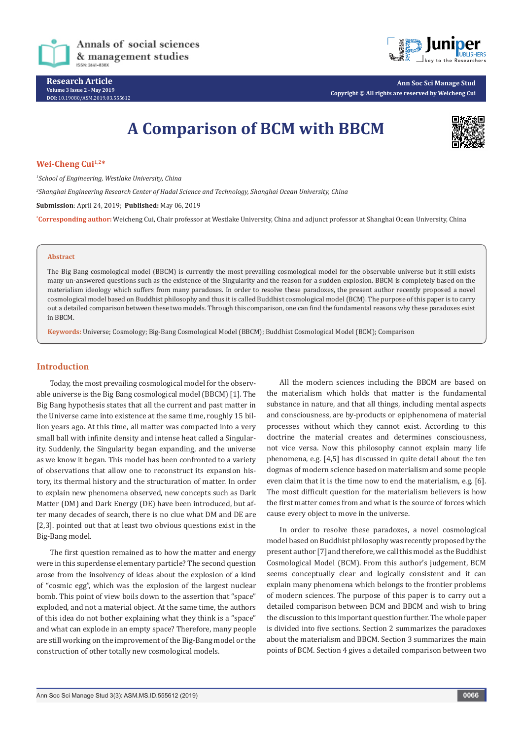# A Comparison of BCM with BBCM

**Wei-Cheng Cui[1,2*]**

[1]*School of Engineering, Westlake University, China*

[2]*Shanghai Engineering Research Center of Hadal Science and Technology, Shanghai Ocean University, China*

**Submission**: April 24, 2019; **Published:** May 06, 2019

*Corresponding author: Weicheng Cui, Chair professor at Westlake University, China and adjunct professor at Shanghai Ocean University, China

**Abstract**

The Big Bang cosmological model (BBCM) is currently the most prevailing cosmological model for the observable universe but it still exists many un-answered questions such as the existence of the Singularity and the reason for a sudden explosion. BBCM is completely based on the materialism ideology which suffers from many paradoxes. In order to resolve these paradoxes, the present author recently proposed a novel cosmological model based on Buddhist philosophy and thus it is called Buddhist cosmological model (BCM). The purpose of this paper is to carry out a detailed comparison between these two models. Through this comparison, one can find the fundamental reasons why these paradoxes exist in BBCM.

**Keywords:** Universe; Cosmology; Big-Bang Cosmological Model (BBCM); Buddhist Cosmological Model (BCM); Comparison

## Introduction

Today, the most prevailing cosmological model for the observable universe is the Big Bang cosmological model (BBCM) [1]. The Big Bang hypothesis states that all the current and past matter in the Universe came into existence at the same time, roughly 15 billion years ago. At this time, all matter was compacted into a very small ball with infinite density and intense heat called a Singularity. Suddenly, the Singularity began expanding, and the universe as we know it began. This model has been confronted to a variety of observations that allow one to reconstruct its expansion history, its thermal history and the structuration of matter. In order to explain new phenomena observed, new concepts such as Dark Matter (DM) and Dark Energy (DE) have been introduced, but after many decades of search, there is no clue what DM and DE are [2,3]. pointed out that at least two obvious questions exist in the Big-Bang model.

The first question remained as to how the matter and energy were in this superdense elementary particle? The second question arose from the insolvency of ideas about the explosion of a kind of "cosmic egg", which was the explosion of the largest nuclear bomb. This point of view boils down to the assertion that "space" exploded, and not a material object. At the same time, the authors of this idea do not bother explaining what they think is a "space" and what can explode in an empty space? Therefore, many people are still working on the improvement of the Big-Bang model or the construction of other totally new cosmological models.

All the modern sciences including the BBCM are based on the materialism which holds that matter is the fundamental substance in nature, and that all things, including mental aspects and consciousness, are by-products or epiphenomena of material processes without which they cannot exist. According to this doctrine the material creates and determines consciousness, not vice versa. Now this philosophy cannot explain many life phenomena, e.g. [4,5] has discussed in quite detail about the ten dogmas of modern science based on materialism and some people even claim that it is the time now to end the materialism, e.g. [6]. The most difficult question for the materialism believers is how the first matter comes from and what is the source of forces which cause every object to move in the universe.

In order to resolve these paradoxes, a novel cosmological model based on Buddhist philosophy was recently proposed by the present author [7] and therefore, we call this model as the Buddhist Cosmological Model (BCM). From this author's judgement, BCM seems conceptually clear and logically consistent and it can explain many phenomena which belongs to the frontier problems of modern sciences. The purpose of this paper is to carry out a detailed comparison between BCM and BBCM and wish to bring the discussion to this important question further. The whole paper is divided into five sections. Section 2 summarizes the paradoxes about the materialism and BBCM. Section 3 summarizes the main points of BCM. Section 4 gives a detailed comparison between two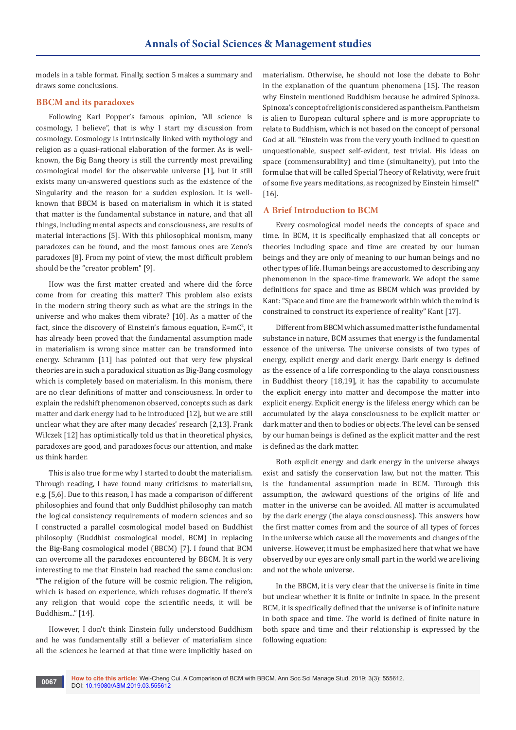models in a table format. Finally, section 5 makes a summary and draws some conclusions.

## BBCM and its paradoxes

Following Karl Popper's famous opinion, "All science is cosmology, I believe", that is why I start my discussion from cosmology. Cosmology is intrinsically linked with mythology and religion as a quasi-rational elaboration of the former. As is well-known, the Big Bang theory is still the currently most prevailing cosmological model for the observable universe [1], but it still exists many un-answered questions such as the existence of the Singularity and the reason for a sudden explosion. It is well-known that BBCM is based on materialism in which it is stated that matter is the fundamental substance in nature, and that all things, including mental aspects and consciousness, are results of material interactions [5]. With this philosophical monism, many paradoxes can be found, and the most famous ones are Zeno's paradoxes [8]. From my point of view, the most difficult problem should be the "creator problem" [9].

How was the first matter created and where did the force come from for creating this matter? This problem also exists in the modern string theory such as what are the strings in the universe and who makes them vibrate? [10]. As a matter of the fact, since the discovery of Einstein's famous equation, $E=mC^2$, it has already been proved that the fundamental assumption made in materialism is wrong since matter can be transformed into energy. Schramm [11] has pointed out that very few physical theories are in such a paradoxical situation as Big-Bang cosmology which is completely based on materialism. In this monism, there are no clear definitions of matter and consciousness. In order to explain the redshift phenomenon observed, concepts such as dark matter and dark energy had to be introduced [12], but we are still unclear what they are after many decades' research [2,13]. Frank Wilczek [12] has optimistically told us that in theoretical physics, paradoxes are good, and paradoxes focus our attention, and make us think harder.

This is also true for me why I started to doubt the materialism. Through reading, I have found many criticisms to materialism, e.g. [5,6]. Due to this reason, I has made a comparison of different philosophies and found that only Buddhist philosophy can match the logical consistency requirements of modern sciences and so I constructed a parallel cosmological model based on Buddhist philosophy (Buddhist cosmological model, BCM) in replacing the Big-Bang cosmological model (BBCM) [7]. I found that BCM can overcome all the paradoxes encountered by BBCM. It is very interesting to me that Einstein had reached the same conclusion: "The religion of the future will be cosmic religion. The religion, which is based on experience, which refuses dogmatic. If there's any religion that would cope the scientific needs, it will be Buddhism..." [14].

However, I don't think Einstein fully understood Buddhism and he was fundamentally still a believer of materialism since all the sciences he learned at that time were implicitly based on materialism. Otherwise, he should not lose the debate to Bohr in the explanation of the quantum phenomena [15]. The reason why Einstein mentioned Buddhism because he admired Spinoza. Spinoza's concept of religion is considered as pantheism. Pantheism is alien to European cultural sphere and is more appropriate to relate to Buddhism, which is not based on the concept of personal God at all. "Einstein was from the very youth inclined to question unquestionable, suspect self-evident, test trivial. His ideas on space (commensurability) and time (simultaneity), put into the formulae that will be called Special Theory of Relativity, were fruit of some five years meditations, as recognized by Einstein himself" [16].

## A Brief Introduction to BCM

Every cosmological model needs the concepts of space and time. In BCM, it is specifically emphasized that all concepts or theories including space and time are created by our human beings and they are only of meaning to our human beings and no other types of life. Human beings are accustomed to describing any phenomenon in the space-time framework. We adopt the same definitions for space and time as BBCM which was provided by Kant: "Space and time are the framework within which the mind is constrained to construct its experience of reality" Kant [17].

Different from BBCM which assumed matter is the fundamental substance in nature, BCM assumes that energy is the fundamental essence of the universe. The universe consists of two types of energy, explicit energy and dark energy. Dark energy is defined as the essence of a life corresponding to the alaya consciousness in Buddhist theory [18,19], it has the capability to accumulate the explicit energy into matter and decompose the matter into explicit energy. Explicit energy is the lifeless energy which can be accumulated by the alaya consciousness to be explicit matter or dark matter and then to bodies or objects. The level can be sensed by our human beings is defined as the explicit matter and the rest is defined as the dark matter.

Both explicit energy and dark energy in the universe always exist and satisfy the conservation law, but not the matter. This is the fundamental assumption made in BCM. Through this assumption, the awkward questions of the origins of life and matter in the universe can be avoided. All matter is accumulated by the dark energy (the alaya consciousness). This answers how the first matter comes from and the source of all types of forces in the universe which cause all the movements and changes of the universe. However, it must be emphasized here that what we have observed by our eyes are only small part in the world we are living and not the whole universe.

In the BBCM, it is very clear that the universe is finite in time but unclear whether it is finite or infinite in space. In the present BCM, it is specifically defined that the universe is of infinite nature in both space and time. The world is defined of finite nature in both space and time and their relationship is expressed by the following equation: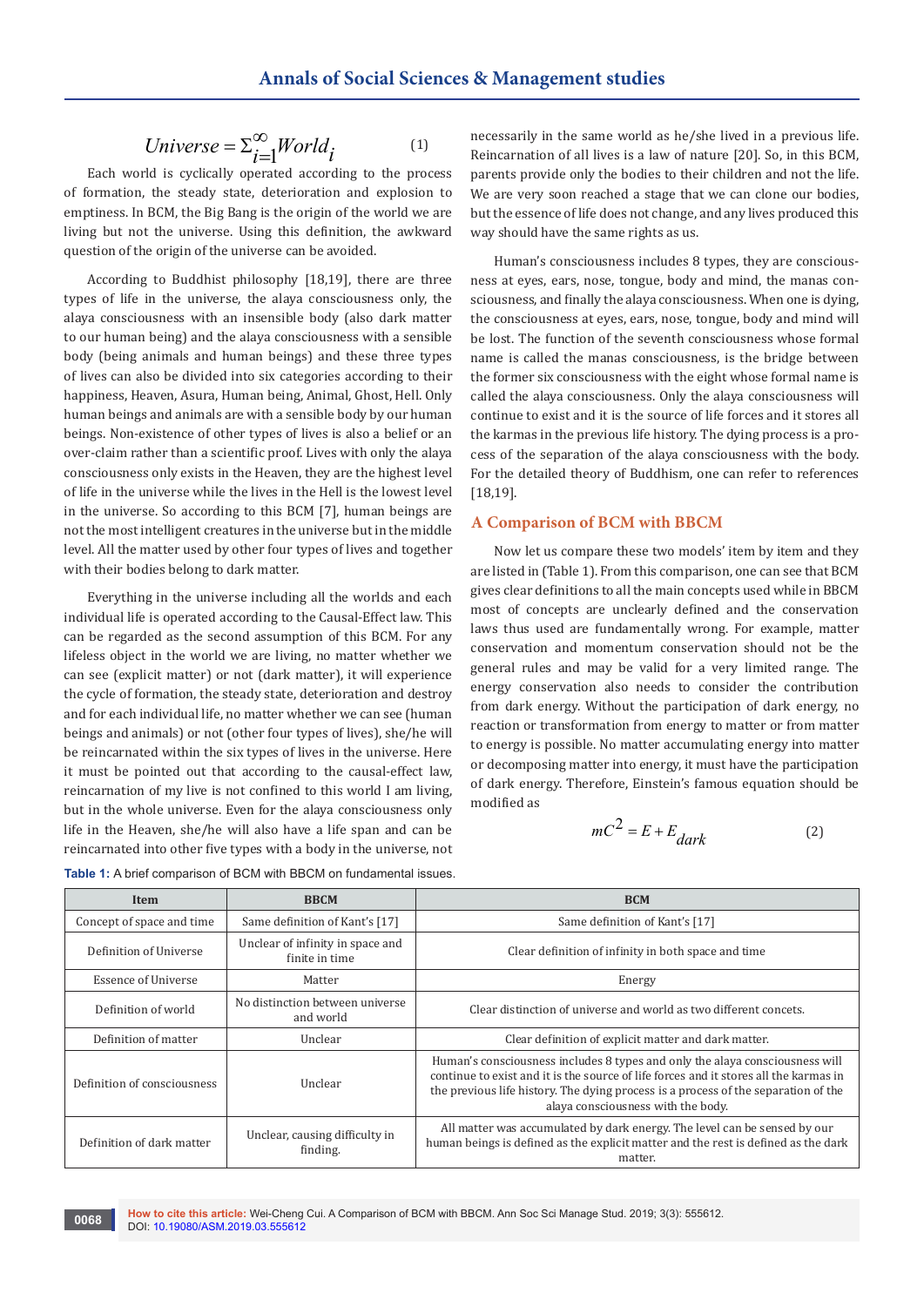$$Universe = \Sigma_{i=1}^{\infty} World_i \qquad (1)$$

Each world is cyclically operated according to the process of formation, the steady state, deterioration and explosion to emptiness. In BCM, the Big Bang is the origin of the world we are living but not the universe. Using this definition, the awkward question of the origin of the universe can be avoided.

According to Buddhist philosophy [18,19], there are three types of life in the universe, the alaya consciousness only, the alaya consciousness with an insensible body (also dark matter to our human being) and the alaya consciousness with a sensible body (being animals and human beings) and these three types of lives can also be divided into six categories according to their happiness, Heaven, Asura, Human being, Animal, Ghost, Hell. Only human beings and animals are with a sensible body by our human beings. Non-existence of other types of lives is also a belief or an over-claim rather than a scientific proof. Lives with only the alaya consciousness only exists in the Heaven, they are the highest level of life in the universe while the lives in the Hell is the lowest level in the universe. So according to this BCM [7], human beings are not the most intelligent creatures in the universe but in the middle level. All the matter used by other four types of lives and together with their bodies belong to dark matter.

Everything in the universe including all the worlds and each individual life is operated according to the Causal-Effect law. This can be regarded as the second assumption of this BCM. For any lifeless object in the world we are living, no matter whether we can see (explicit matter) or not (dark matter), it will experience the cycle of formation, the steady state, deterioration and destroy and for each individual life, no matter whether we can see (human beings and animals) or not (other four types of lives), she/he will be reincarnated within the six types of lives in the universe. Here it must be pointed out that according to the causal-effect law, reincarnation of my live is not confined to this world I am living, but in the whole universe. Even for the alaya consciousness only life in the Heaven, she/he will also have a life span and can be reincarnated into other five types with a body in the universe, not necessarily in the same world as he/she lived in a previous life. Reincarnation of all lives is a law of nature [20]. So, in this BCM, parents provide only the bodies to their children and not the life. We are very soon reached a stage that we can clone our bodies, but the essence of life does not change, and any lives produced this way should have the same rights as us.

Human's consciousness includes 8 types, they are consciousness at eyes, ears, nose, tongue, body and mind, the manas consciousness, and finally the alaya consciousness. When one is dying, the consciousness at eyes, ears, nose, tongue, body and mind will be lost. The function of the seventh consciousness whose formal name is called the manas consciousness, is the bridge between the former six consciousness with the eight whose formal name is called the alaya consciousness. Only the alaya consciousness will continue to exist and it is the source of life forces and it stores all the karmas in the previous life history. The dying process is a process of the separation of the alaya consciousness with the body. For the detailed theory of Buddhism, one can refer to references [18,19].

## A Comparison of BCM with BBCM

Now let us compare these two models' item by item and they are listed in (Table 1). From this comparison, one can see that BCM gives clear definitions to all the main concepts used while in BBCM most of concepts are unclearly defined and the conservation laws thus used are fundamentally wrong. For example, matter conservation and momentum conservation should not be the general rules and may be valid for a very limited range. The energy conservation also needs to consider the contribution from dark energy. Without the participation of dark energy, no reaction or transformation from energy to matter or from matter to energy is possible. No matter accumulating energy into matter or decomposing matter into energy, it must have the participation of dark energy. Therefore, Einstein's famous equation should be modified as

$$mC^2 = E + E_{dark} \qquad (2)$$

**Table 1:** A brief comparison of BCM with BBCM on fundamental issues.

| Item | BBCM | BCM |
|---|---|---|
| Concept of space and time | Same definition of Kant's [17] | Same definition of Kant's [17] |
| Definition of Universe | Unclear of infinity in space and finite in time | Clear definition of infinity in both space and time |
| Essence of Universe | Matter | Energy |
| Definition of world | No distinction between universe and world | Clear distinction of universe and world as two different concets. |
| Definition of matter | Unclear | Clear definition of explicit matter and dark matter. |
| Definition of consciousness | Unclear | Human's consciousness includes 8 types and only the alaya consciousness will continue to exist and it is the source of life forces and it stores all the karmas in the previous life history. The dying process is a process of the separation of the alaya consciousness with the body. |
| Definition of dark matter | Unclear, causing difficulty in finding. | All matter was accumulated by dark energy. The level can be sensed by our human beings is defined as the explicit matter and the rest is defined as the dark matter. |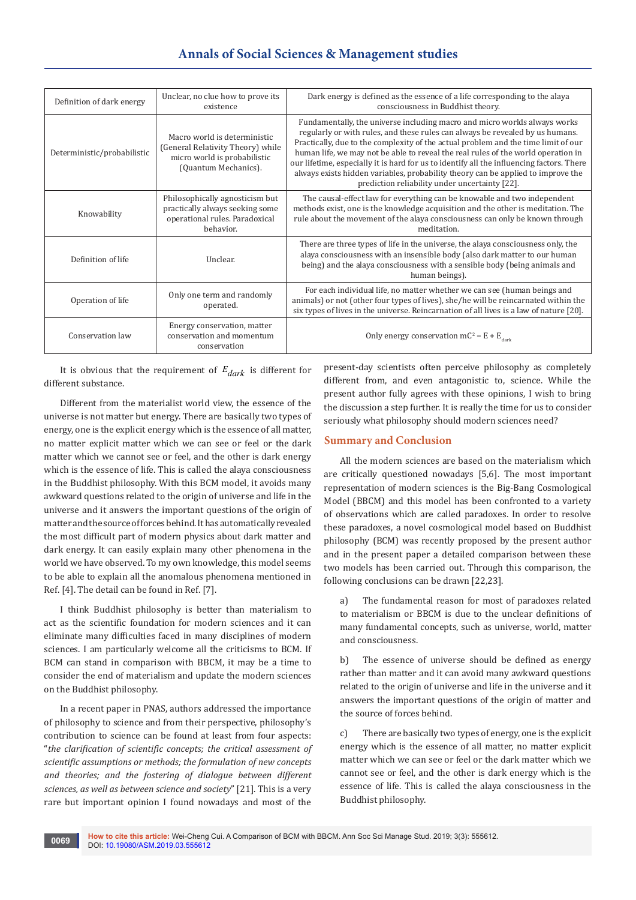| Definition of dark energy | Unclear, no clue how to prove its existence | Dark energy is defined as the essence of a life corresponding to the alaya consciousness in Buddhist theory. |
|---|---|---|
| Deterministic/probabilistic | Macro world is deterministic (General Relativity Theory) while micro world is probabilistic (Quantum Mechanics). | Fundamentally, the universe including macro and micro worlds always works regularly or with rules, and these rules can always be revealed by us humans. Practically, due to the complexity of the actual problem and the time limit of our human life, we may not be able to reveal the real rules of the world operation in our lifetime, especially it is hard for us to identify all the influencing factors. There always exists hidden variables, probability theory can be applied to improve the prediction reliability under uncertainty [22]. |
| Knowability | Philosophically agnosticism but practically always seeking some operational rules. Paradoxical behavior. | The causal-effect law for everything can be knowable and two independent methods exist, one is the knowledge acquisition and the other is meditation. The rule about the movement of the alaya consciousness can only be known through meditation. |
| Definition of life | Unclear. | There are three types of life in the universe, the alaya consciousness only, the alaya consciousness with an insensible body (also dark matter to our human being) and the alaya consciousness with a sensible body (being animals and human beings). |
| Operation of life | Only one term and randomly operated. | For each individual life, no matter whether we can see (human beings and animals) or not (other four types of lives), she/he will be reincarnated within the six types of lives in the universe. Reincarnation of all lives is a law of nature [20]. |
| Conservation law | Energy conservation, matter conservation and momentum conservation | Only energy conservation $mC^2 = E + E_{dark}$ |

It is obvious that the requirement of $E_{dark}$ is different for different substance.

Different from the materialist world view, the essence of the universe is not matter but energy. There are basically two types of energy, one is the explicit energy which is the essence of all matter, no matter explicit matter which we can see or feel or the dark matter which we cannot see or feel, and the other is dark energy which is the essence of life. This is called the alaya consciousness in the Buddhist philosophy. With this BCM model, it avoids many awkward questions related to the origin of universe and life in the universe and it answers the important questions of the origin of matter and the source of forces behind. It has automatically revealed the most difficult part of modern physics about dark matter and dark energy. It can easily explain many other phenomena in the world we have observed. To my own knowledge, this model seems to be able to explain all the anomalous phenomena mentioned in Ref. [4]. The detail can be found in Ref. [7].

I think Buddhist philosophy is better than materialism to act as the scientific foundation for modern sciences and it can eliminate many difficulties faced in many disciplines of modern sciences. I am particularly welcome all the criticisms to BCM. If BCM can stand in comparison with BBCM, it may be a time to consider the end of materialism and update the modern sciences on the Buddhist philosophy.

In a recent paper in PNAS, authors addressed the importance of philosophy to science and from their perspective, philosophy's contribution to science can be found at least from four aspects: "*the clarification of scientific concepts; the critical assessment of scientific assumptions or methods; the formulation of new concepts and theories; and the fostering of dialogue between different sciences, as well as between science and society*" [21]. This is a very rare but important opinion I found nowadays and most of the present-day scientists often perceive philosophy as completely different from, and even antagonistic to, science. While the present author fully agrees with these opinions, I wish to bring the discussion a step further. It is really the time for us to consider seriously what philosophy should modern sciences need?

## Summary and Conclusion

All the modern sciences are based on the materialism which are critically questioned nowadays [5,6]. The most important representation of modern sciences is the Big-Bang Cosmological Model (BBCM) and this model has been confronted to a variety of observations which are called paradoxes. In order to resolve these paradoxes, a novel cosmological model based on Buddhist philosophy (BCM) was recently proposed by the present author and in the present paper a detailed comparison between these two models has been carried out. Through this comparison, the following conclusions can be drawn [22,23].

a) The fundamental reason for most of paradoxes related to materialism or BBCM is due to the unclear definitions of many fundamental concepts, such as universe, world, matter and consciousness.

b) The essence of universe should be defined as energy rather than matter and it can avoid many awkward questions related to the origin of universe and life in the universe and it answers the important questions of the origin of matter and the source of forces behind.

c) There are basically two types of energy, one is the explicit energy which is the essence of all matter, no matter explicit matter which we can see or feel or the dark matter which we cannot see or feel, and the other is dark energy which is the essence of life. This is called the alaya consciousness in the Buddhist philosophy.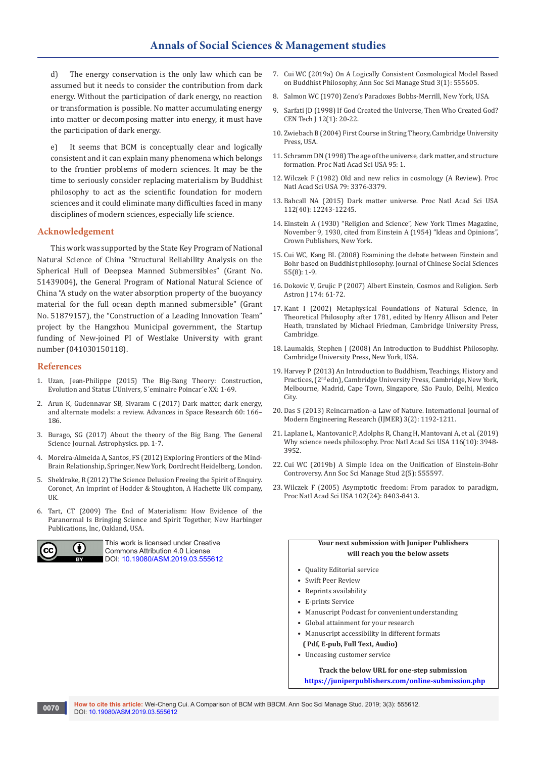d) The energy conservation is the only law which can be assumed but it needs to consider the contribution from dark energy. Without the participation of dark energy, no reaction or transformation is possible. No matter accumulating energy into matter or decomposing matter into energy, it must have the participation of dark energy.

e) It seems that BCM is conceptually clear and logically consistent and it can explain many phenomena which belongs to the frontier problems of modern sciences. It may be the time to seriously consider replacing materialism by Buddhist philosophy to act as the scientific foundation for modern sciences and it could eliminate many difficulties faced in many disciplines of modern sciences, especially life science.

## Acknowledgement

This work was supported by the State Key Program of National Natural Science of China "Structural Reliability Analysis on the Spherical Hull of Deepsea Manned Submersibles" (Grant No. 51439004), the General Program of National Natural Science of China "A study on the water absorption property of the buoyancy material for the full ocean depth manned submersible" (Grant No. 51879157), the "Construction of a Leading Innovation Team" project by the Hangzhou Municipal government, the Startup funding of New-joined PI of Westlake University with grant number (041030150118).

## References

1. Uzan, Jean-Philippe (2015) The Big-Bang Theory: Construction, Evolution and Status L'Univers, S´eminaire Poincar´e XX: 1-69.
2. Arun K, Gudennavar SB, Sivaram C (2017) Dark matter, dark energy, and alternate models: a review. Advances in Space Research 60: 166–186.
3. Burago, SG (2017) About the theory of the Big Bang, The General Science Journal. Astrophysics. pp. 1-7.
4. Moreira-Almeida A, Santos, FS (2012) Exploring Frontiers of the Mind-Brain Relationship, Springer, New York, Dordrecht Heidelberg, London.
5. Sheldrake, R (2012) The Science Delusion Freeing the Spirit of Enquiry. Coronet, An imprint of Hodder & Stoughton, A Hachette UK company, UK.
6. Tart, CT (2009) The End of Materialism: How Evidence of the Paranormal Is Bringing Science and Spirit Together, New Harbinger Publications, Inc, Oakland, USA.
7. Cui WC (2019a) On A Logically Consistent Cosmological Model Based on Buddhist Philosophy, Ann Soc Sci Manage Stud 3(1): 555605.
8. Salmon WC (1970) Zeno's Paradoxes Bobbs-Merrill, New York, USA.
9. Sarfati JD (1998) If God Created the Universe, Then Who Created God? CEN Tech J 12(1): 20-22.
10. Zwiebach B (2004) First Course in String Theory, Cambridge University Press, USA.
11. Schramm DN (1998) The age of the universe, dark matter, and structure formation. Proc Natl Acad Sci USA 95: 1.
12. Wilczek F (1982) Old and new relics in cosmology (A Review). Proc Natl Acad Sci USA 79: 3376-3379.
13. Bahcall NA (2015) Dark matter universe. Proc Natl Acad Sci USA 112(40): 12243-12245.
14. Einstein A (1930) "Religion and Science", New York Times Magazine, November 9, 1930, cited from Einstein A (1954) "Ideas and Opinions", Crown Publishers, New York.
15. Cui WC, Kang BL (2008) Examining the debate between Einstein and Bohr based on Buddhist philosophy. Journal of Chinese Social Sciences 55(8): 1-9.
16. Dokovic V, Grujic P (2007) Albert Einstein, Cosmos and Religion. Serb Astron J 174: 61-72.
17. Kant I (2002) Metaphysical Foundations of Natural Science, in Theoretical Philosophy after 1781, edited by Henry Allison and Peter Heath, translated by Michael Friedman, Cambridge University Press, Cambridge.
18. Laumakis, Stephen J (2008) An Introduction to Buddhist Philosophy. Cambridge University Press, New York, USA.
19. Harvey P (2013) An Introduction to Buddhism, Teachings, History and Practices, (2nd edn), Cambridge University Press, Cambridge, New York, Melbourne, Madrid, Cape Town, Singapore, São Paulo, Delhi, Mexico City.
20. Das S (2013) Reincarnation–a Law of Nature. International Journal of Modern Engineering Research (IJMER) 3(2): 1192-1211.
21. Laplane L, Mantovanic P, Adolphs R, Chang H, Mantovani A, et al. (2019) Why science needs philosophy. Proc Natl Acad Sci USA 116(10): 3948-3952.
22. Cui WC (2019b) A Simple Idea on the Unification of Einstein-Bohr Controversy. Ann Soc Sci Manage Stud 2(5): 555597.
23. Wilczek F (2005) Asymptotic freedom: From paradox to paradigm, Proc Natl Acad Sci USA 102(24): 8403-8413.

This work is licensed under Creative Commons Attribution 4.0 License
DOI: 10.19080/ASM.2019.03.555612

**Your next submission with Juniper Publishers will reach you the below assets**

- Quality Editorial service
- Swift Peer Review
- Reprints availability
- E-prints Service
- Manuscript Podcast for convenient understanding
- Global attainment for your research
- Manuscript accessibility in different formats

**( Pdf, E-pub, Full Text, Audio)**

- Unceasing customer service

**Track the below URL for one-step submission**

https://juniperpublishers.com/online-submission.php

**How to cite this article:** Wei-Cheng Cui. A Comparison of BCM with BBCM. Ann Soc Sci Manage Stud. 2019; 3(3): 555612. DOI: 10.19080/ASM.2019.03.555612